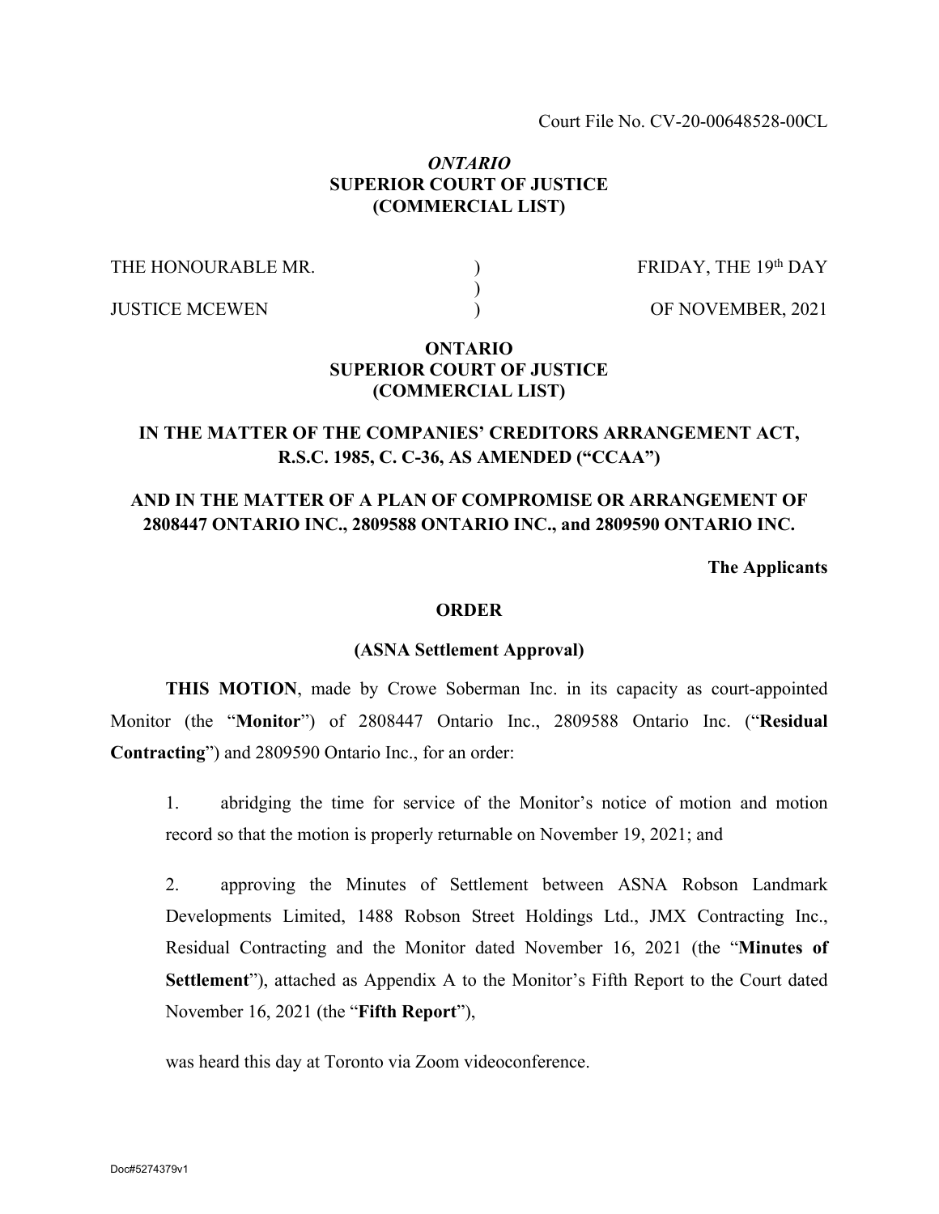Court File No. CV-20-00648528-00CL

***ONTARIO***
**SUPERIOR COURT OF JUSTICE**
**(COMMERCIAL LIST)**

| | | |
|---|---|---|
| THE HONOURABLE MR. | ) | FRIDAY, THE 19th DAY |
| | ) | |
| JUSTICE MCEWEN | ) | OF NOVEMBER, 2021 |

**ONTARIO**
**SUPERIOR COURT OF JUSTICE**
**(COMMERCIAL LIST)**

**IN THE MATTER OF THE COMPANIES' CREDITORS ARRANGEMENT ACT, R.S.C. 1985, C. C-36, AS AMENDED ("CCAA")**

**AND IN THE MATTER OF A PLAN OF COMPROMISE OR ARRANGEMENT OF 2808447 ONTARIO INC., 2809588 ONTARIO INC., and 2809590 ONTARIO INC.**

**The Applicants**

**ORDER**

**(ASNA Settlement Approval)**

**THIS MOTION**, made by Crowe Soberman Inc. in its capacity as court-appointed Monitor (the "**Monitor**") of 2808447 Ontario Inc., 2809588 Ontario Inc. ("**Residual Contracting**") and 2809590 Ontario Inc., for an order:

1. abridging the time for service of the Monitor's notice of motion and motion record so that the motion is properly returnable on November 19, 2021; and

2. approving the Minutes of Settlement between ASNA Robson Landmark Developments Limited, 1488 Robson Street Holdings Ltd., JMX Contracting Inc., Residual Contracting and the Monitor dated November 16, 2021 (the "**Minutes of Settlement**"), attached as Appendix A to the Monitor's Fifth Report to the Court dated November 16, 2021 (the "**Fifth Report**"),

was heard this day at Toronto via Zoom videoconference.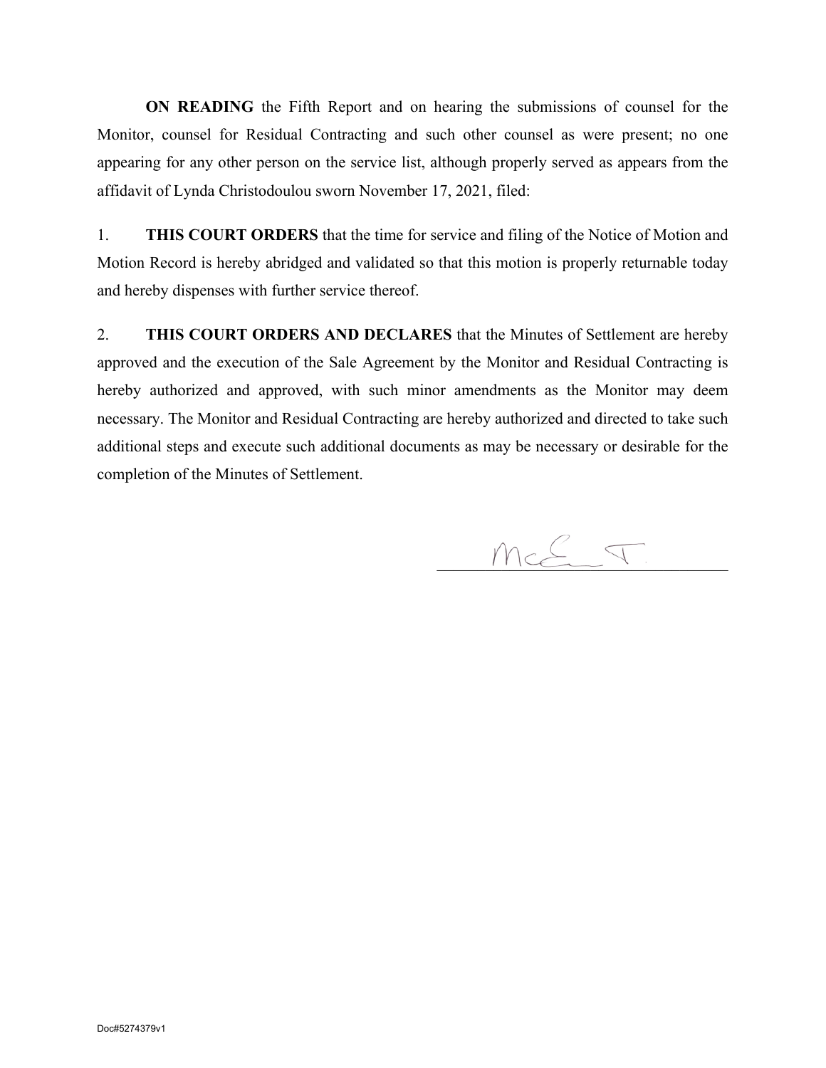**ON READING** the Fifth Report and on hearing the submissions of counsel for the Monitor, counsel for Residual Contracting and such other counsel as were present; no one appearing for any other person on the service list, although properly served as appears from the affidavit of Lynda Christodoulou sworn November 17, 2021, filed:

1. **THIS COURT ORDERS** that the time for service and filing of the Notice of Motion and Motion Record is hereby abridged and validated so that this motion is properly returnable today and hereby dispenses with further service thereof.

2. **THIS COURT ORDERS AND DECLARES** that the Minutes of Settlement are hereby approved and the execution of the Sale Agreement by the Monitor and Residual Contracting is hereby authorized and approved, with such minor amendments as the Monitor may deem necessary. The Monitor and Residual Contracting are hereby authorized and directed to take such additional steps and execute such additional documents as may be necessary or desirable for the completion of the Minutes of Settlement.

McE J.

Doc#5274379v1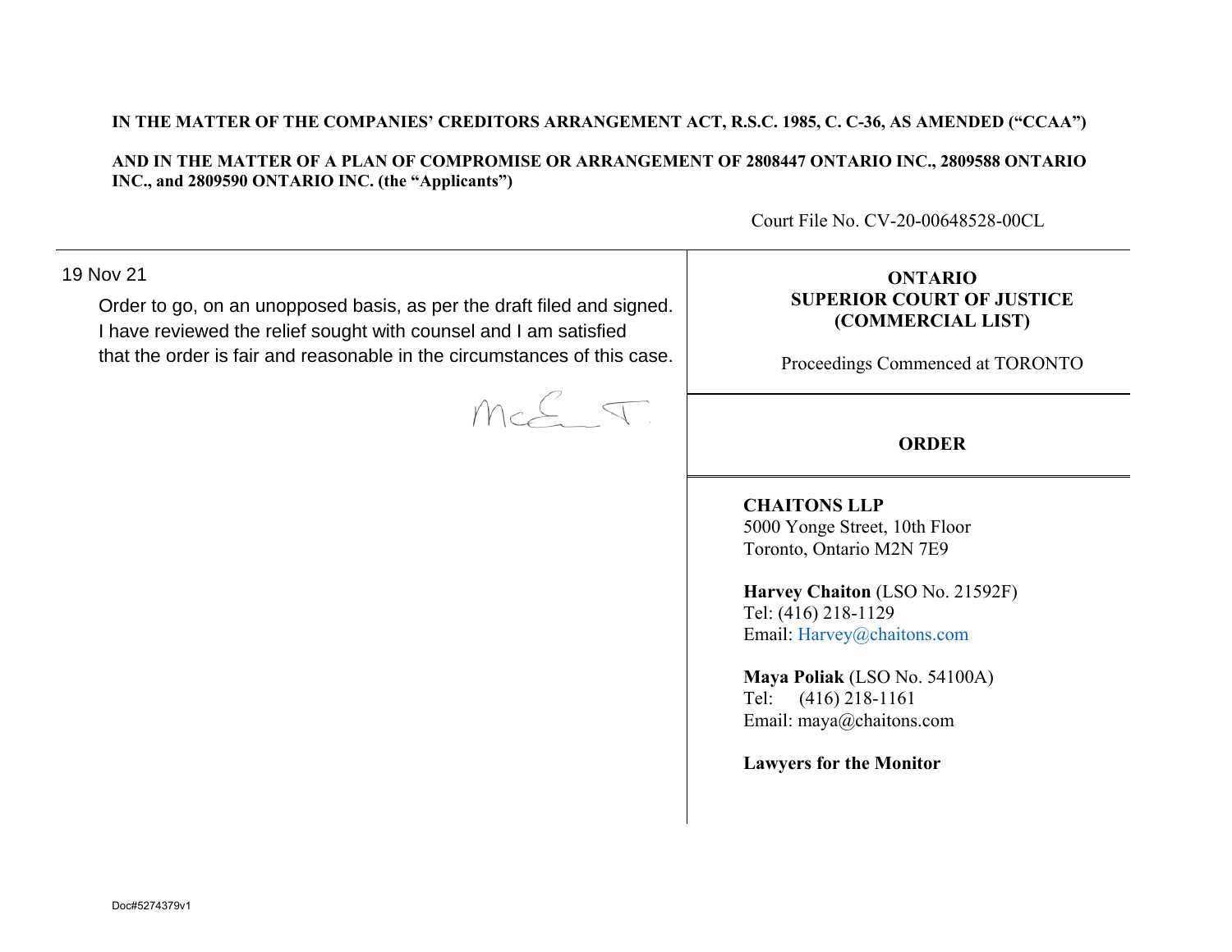**IN THE MATTER OF THE COMPANIES' CREDITORS ARRANGEMENT ACT, R.S.C. 1985, C. C-36, AS AMENDED ("CCAA")**

**AND IN THE MATTER OF A PLAN OF COMPROMISE OR ARRANGEMENT OF 2808447 ONTARIO INC., 2809588 ONTARIO INC., and 2809590 ONTARIO INC. (the "Applicants")**

Court File No. CV-20-00648528-00CL

19 Nov 21

Order to go, on an unopposed basis, as per the draft filed and signed. I have reviewed the relief sought with counsel and I am satisfied that the order is fair and reasonable in the circumstances of this case.

McE J.

**ONTARIO**
**SUPERIOR COURT OF JUSTICE**
**(COMMERCIAL LIST)**

Proceedings Commenced at TORONTO

**ORDER**

**CHAITONS LLP**
5000 Yonge Street, 10th Floor
Toronto, Ontario M2N 7E9

**Harvey Chaiton** (LSO No. 21592F)
Tel: (416) 218-1129
Email: Harvey@chaitons.com

**Maya Poliak** (LSO No. 54100A)
Tel: (416) 218-1161
Email: maya@chaitons.com

**Lawyers for the Monitor**

Doc#5274379v1